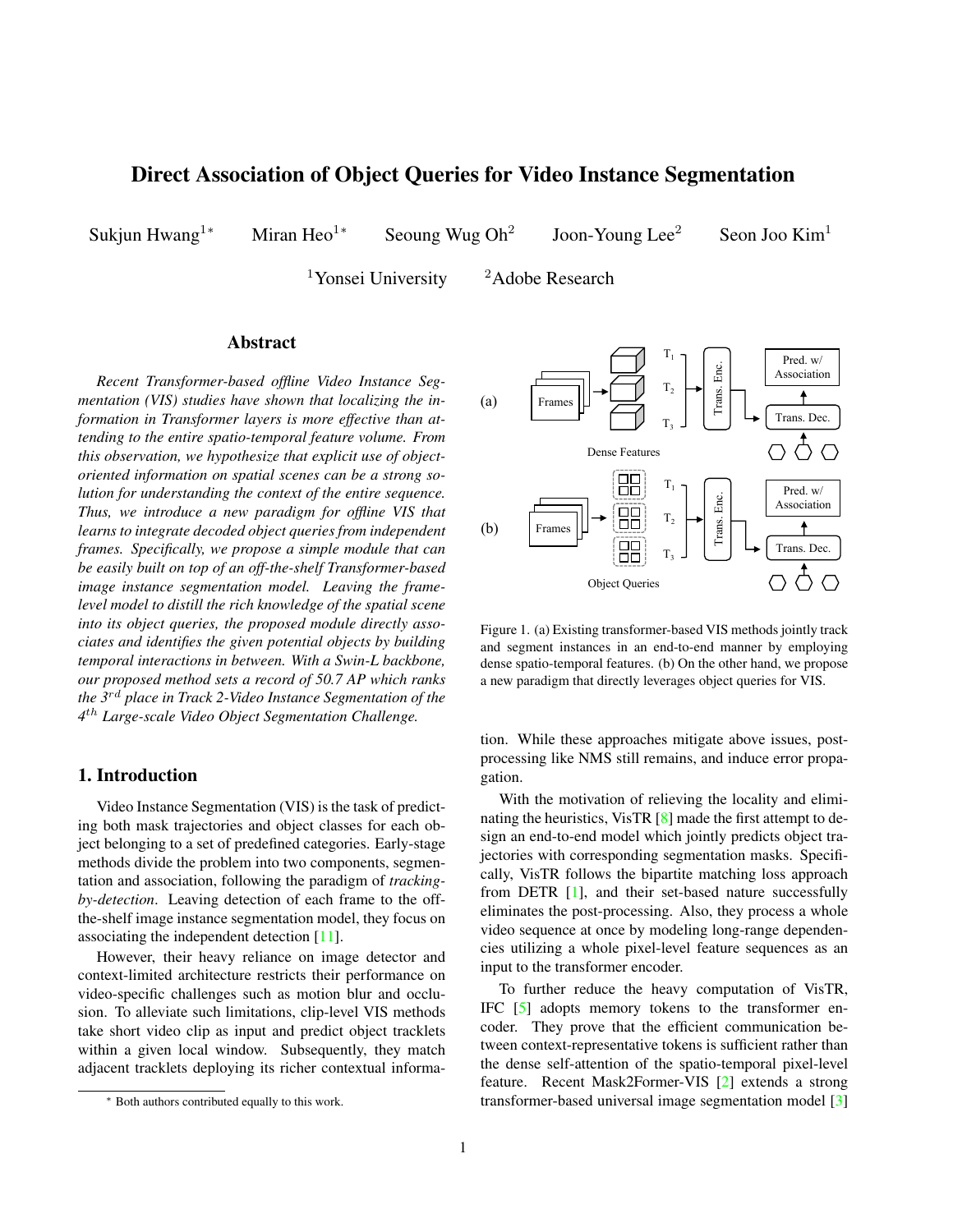# Direct Association of Object Queries for Video Instance Segmentation

Sukjun Hwang[1*] Miran Heo[1*] Seoung Wug Oh[2] Joon-Young Lee[2] Seon Joo Kim[1]

[1]Yonsei University [2]Adobe Research

## Abstract

*Recent Transformer-based offline Video Instance Segmentation (VIS) studies have shown that localizing the information in Transformer layers is more effective than attending to the entire spatio-temporal feature volume. From this observation, we hypothesize that explicit use of object-oriented information on spatial scenes can be a strong solution for understanding the context of the entire sequence. Thus, we introduce a new paradigm for offline VIS that learns to integrate decoded object queries from independent frames. Specifically, we propose a simple module that can be easily built on top of an off-the-shelf Transformer-based image instance segmentation model. Leaving the frame-level model to distill the rich knowledge of the spatial scene into its object queries, the proposed module directly associates and identifies the given potential objects by building temporal interactions in between. With a Swin-L backbone, our proposed method sets a record of 50.7 AP which ranks the 3$^{rd}$ place in Track 2-Video Instance Segmentation of the 4$^{th}$ Large-scale Video Object Segmentation Challenge.*

Figure 1. (a) Existing transformer-based VIS methods jointly track and segment instances in an end-to-end manner by employing dense spatio-temporal features. (b) On the other hand, we propose a new paradigm that directly leverages object queries for VIS.

## 1. Introduction

Video Instance Segmentation (VIS) is the task of predicting both mask trajectories and object classes for each object belonging to a set of predefined categories. Early-stage methods divide the problem into two components, segmentation and association, following the paradigm of *tracking-by-detection*. Leaving detection of each frame to the off-the-shelf image instance segmentation model, they focus on associating the independent detection [11].

However, their heavy reliance on image detector and context-limited architecture restricts their performance on video-specific challenges such as motion blur and occlusion. To alleviate such limitations, clip-level VIS methods take short video clip as input and predict object tracklets within a given local window. Subsequently, they match adjacent tracklets deploying its richer contextual information. While these approaches mitigate above issues, post-processing like NMS still remains, and induce error propagation.

With the motivation of relieving the locality and eliminating the heuristics, VisTR [8] made the first attempt to design an end-to-end model which jointly predicts object trajectories with corresponding segmentation masks. Specifically, VisTR follows the bipartite matching loss approach from DETR [1], and their set-based nature successfully eliminates the post-processing. Also, they process a whole video sequence at once by modeling long-range dependencies utilizing a whole pixel-level feature sequences as an input to the transformer encoder.

To further reduce the heavy computation of VisTR, IFC [5] adopts memory tokens to the transformer encoder. They prove that the efficient communication between context-representative tokens is sufficient rather than the dense self-attention of the spatio-temporal pixel-level feature. Recent Mask2Former-VIS [2] extends a strong transformer-based universal image segmentation model [3]

* Both authors contributed equally to this work.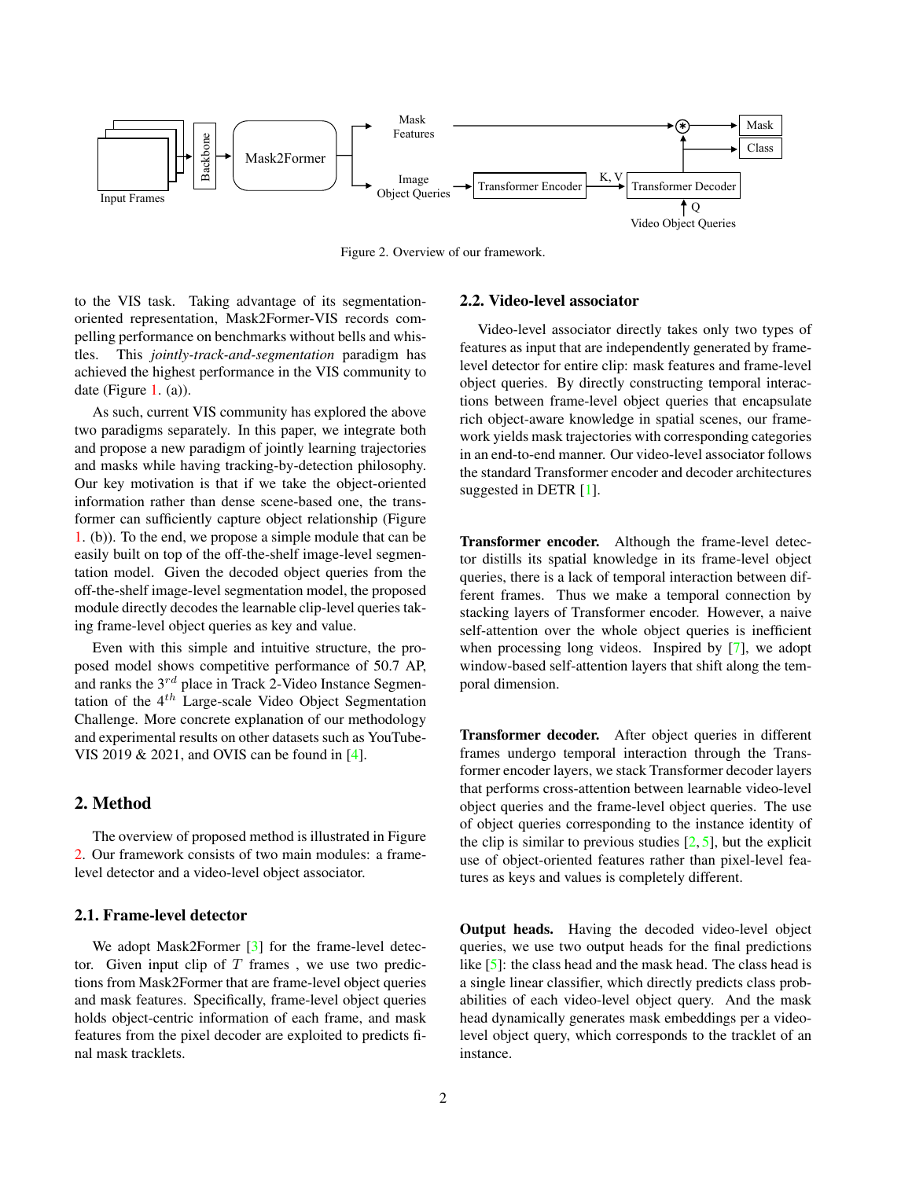Figure 2. Overview of our framework.

to the VIS task. Taking advantage of its segmentation-oriented representation, Mask2Former-VIS records compelling performance on benchmarks without bells and whistles. This *jointly-track-and-segmentation* paradigm has achieved the highest performance in the VIS community to date (Figure 1. (a)).

As such, current VIS community has explored the above two paradigms separately. In this paper, we integrate both and propose a new paradigm of jointly learning trajectories and masks while having tracking-by-detection philosophy. Our key motivation is that if we take the object-oriented information rather than dense scene-based one, the transformer can sufficiently capture object relationship (Figure 1. (b)). To the end, we propose a simple module that can be easily built on top of the off-the-shelf image-level segmentation model. Given the decoded object queries from the off-the-shelf image-level segmentation model, the proposed module directly decodes the learnable clip-level queries taking frame-level object queries as key and value.

Even with this simple and intuitive structure, the proposed model shows competitive performance of 50.7 AP, and ranks the $3^{rd}$ place in Track 2-Video Instance Segmentation of the $4^{th}$ Large-scale Video Object Segmentation Challenge. More concrete explanation of our methodology and experimental results on other datasets such as YouTube-VIS 2019 & 2021, and OVIS can be found in [4].

## 2. Method

The overview of proposed method is illustrated in Figure 2. Our framework consists of two main modules: a frame-level detector and a video-level object associator.

### 2.1. Frame-level detector

We adopt Mask2Former [3] for the frame-level detector. Given input clip of $T$ frames , we use two predictions from Mask2Former that are frame-level object queries and mask features. Specifically, frame-level object queries holds object-centric information of each frame, and mask features from the pixel decoder are exploited to predicts final mask tracklets.

### 2.2. Video-level associator

Video-level associator directly takes only two types of features as input that are independently generated by frame-level detector for entire clip: mask features and frame-level object queries. By directly constructing temporal interactions between frame-level object queries that encapsulate rich object-aware knowledge in spatial scenes, our framework yields mask trajectories with corresponding categories in an end-to-end manner. Our video-level associator follows the standard Transformer encoder and decoder architectures suggested in DETR [1].

**Transformer encoder.** Although the frame-level detector distills its spatial knowledge in its frame-level object queries, there is a lack of temporal interaction between different frames. Thus we make a temporal connection by stacking layers of Transformer encoder. However, a naive self-attention over the whole object queries is inefficient when processing long videos. Inspired by [7], we adopt window-based self-attention layers that shift along the temporal dimension.

**Transformer decoder.** After object queries in different frames undergo temporal interaction through the Transformer encoder layers, we stack Transformer decoder layers that performs cross-attention between learnable video-level object queries and the frame-level object queries. The use of object queries corresponding to the instance identity of the clip is similar to previous studies [2, 5], but the explicit use of object-oriented features rather than pixel-level features as keys and values is completely different.

**Output heads.** Having the decoded video-level object queries, we use two output heads for the final predictions like [5]: the class head and the mask head. The class head is a single linear classifier, which directly predicts class probabilities of each video-level object query. And the mask head dynamically generates mask embeddings per a video-level object query, which corresponds to the tracklet of an instance.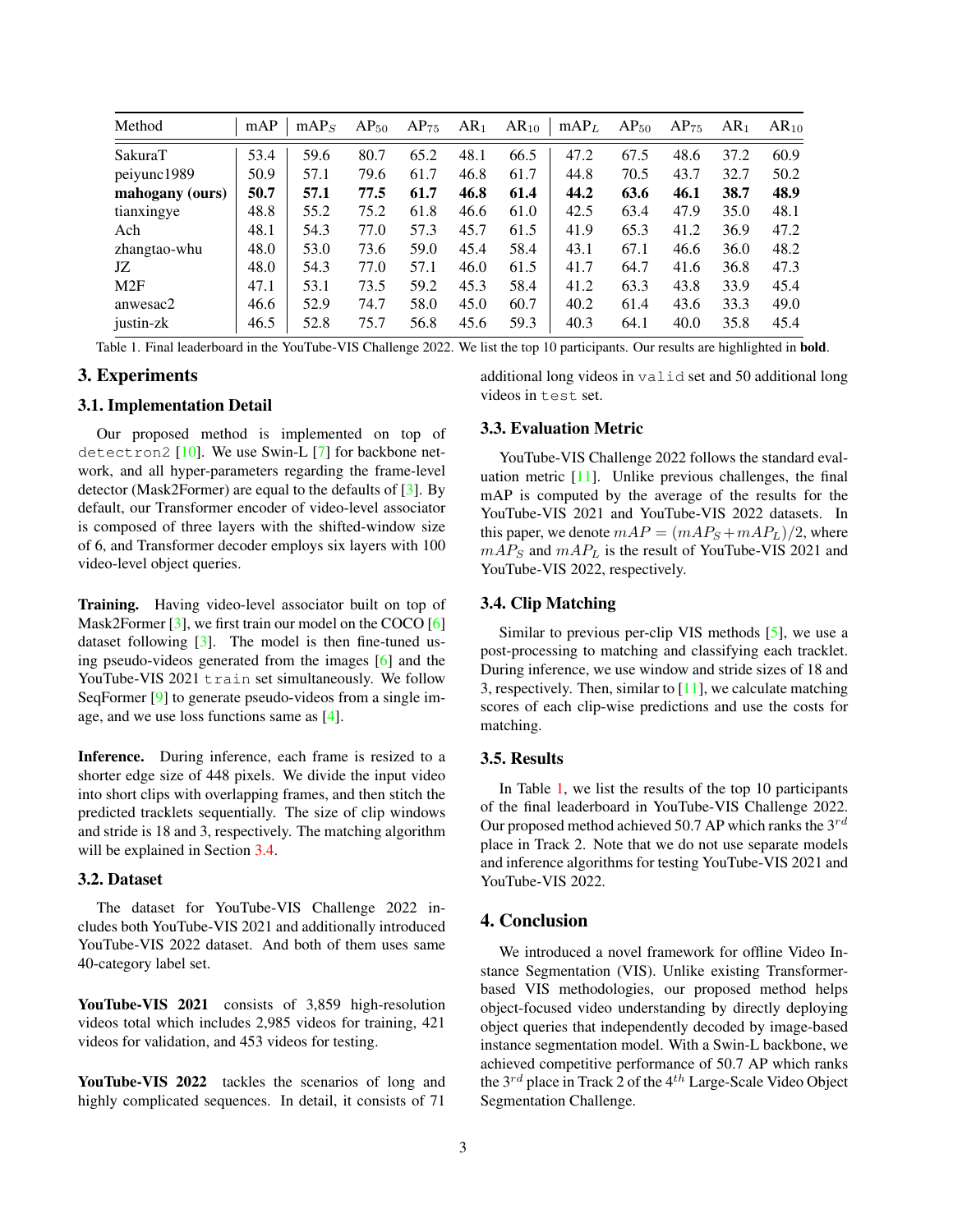| Method | mAP | $mAP_S$ | $AP_{50}$ | $AP_{75}$ | $AR_1$ | $AR_{10}$ | $mAP_L$ | $AP_{50}$ | $AP_{75}$ | $AR_1$ | $AR_{10}$ |
|---|---|---|---|---|---|---|---|---|---|---|---|
| SakuraT | 53.4 | 59.6 | 80.7 | 65.2 | 48.1 | 66.5 | 47.2 | 67.5 | 48.6 | 37.2 | 60.9 |
| peiyunc1989 | 50.9 | 57.1 | 79.6 | 61.7 | 46.8 | 61.7 | 44.8 | 70.5 | 43.7 | 32.7 | 50.2 |
| **mahogany (ours)** | **50.7** | **57.1** | **77.5** | **61.7** | **46.8** | **61.4** | **44.2** | **63.6** | **46.1** | **38.7** | **48.9** |
| tianxingye | 48.8 | 55.2 | 75.2 | 61.8 | 46.6 | 61.0 | 42.5 | 63.4 | 47.9 | 35.0 | 48.1 |
| Ach | 48.1 | 54.3 | 77.0 | 57.3 | 45.7 | 61.5 | 41.9 | 65.3 | 41.2 | 36.9 | 47.2 |
| zhangtao-whu | 48.0 | 53.0 | 73.6 | 59.0 | 45.4 | 58.4 | 43.1 | 67.1 | 46.6 | 36.0 | 48.2 |
| JZ | 48.0 | 54.3 | 77.0 | 57.1 | 46.0 | 61.5 | 41.7 | 64.7 | 41.6 | 36.8 | 47.3 |
| M2F | 47.1 | 53.1 | 73.5 | 59.2 | 45.3 | 58.4 | 41.2 | 63.3 | 43.8 | 33.9 | 45.4 |
| anwesac2 | 46.6 | 52.9 | 74.7 | 58.0 | 45.0 | 60.7 | 40.2 | 61.4 | 43.6 | 33.3 | 49.0 |
| justin-zk | 46.5 | 52.8 | 75.7 | 56.8 | 45.6 | 59.3 | 40.3 | 64.1 | 40.0 | 35.8 | 45.4 |

Table 1. Final leaderboard in the YouTube-VIS Challenge 2022. We list the top 10 participants. Our results are highlighted in **bold**.

# 3. Experiments

## 3.1. Implementation Detail

Our proposed method is implemented on top of `detectron2` [10]. We use Swin-L [7] for backbone network, and all hyper-parameters regarding the frame-level detector (Mask2Former) are equal to the defaults of [3]. By default, our Transformer encoder of video-level associator is composed of three layers with the shifted-window size of 6, and Transformer decoder employs six layers with 100 video-level object queries.

**Training.** Having video-level associator built on top of Mask2Former [3], we first train our model on the COCO [6] dataset following [3]. The model is then fine-tuned using pseudo-videos generated from the images [6] and the YouTube-VIS 2021 `train` set simultaneously. We follow SeqFormer [9] to generate pseudo-videos from a single image, and we use loss functions same as [4].

**Inference.** During inference, each frame is resized to a shorter edge size of 448 pixels. We divide the input video into short clips with overlapping frames, and then stitch the predicted tracklets sequentially. The size of clip windows and stride is 18 and 3, respectively. The matching algorithm will be explained in Section 3.4.

## 3.2. Dataset

The dataset for YouTube-VIS Challenge 2022 includes both YouTube-VIS 2021 and additionally introduced YouTube-VIS 2022 dataset. And both of them uses same 40-category label set.

**YouTube-VIS 2021** consists of 3,859 high-resolution videos total which includes 2,985 videos for training, 421 videos for validation, and 453 videos for testing.

**YouTube-VIS 2022** tackles the scenarios of long and highly complicated sequences. In detail, it consists of 71 additional long videos in `valid` set and 50 additional long videos in `test` set.

## 3.3. Evaluation Metric

YouTube-VIS Challenge 2022 follows the standard evaluation metric [11]. Unlike previous challenges, the final mAP is computed by the average of the results for the YouTube-VIS 2021 and YouTube-VIS 2022 datasets. In this paper, we denote $mAP = (mAP_S + mAP_L)/2$, where $mAP_S$ and $mAP_L$ is the result of YouTube-VIS 2021 and YouTube-VIS 2022, respectively.

## 3.4. Clip Matching

Similar to previous per-clip VIS methods [5], we use a post-processing to matching and classifying each tracklet. During inference, we use window and stride sizes of 18 and 3, respectively. Then, similar to [11], we calculate matching scores of each clip-wise predictions and use the costs for matching.

## 3.5. Results

In Table 1, we list the results of the top 10 participants of the final leaderboard in YouTube-VIS Challenge 2022. Our proposed method achieved 50.7 AP which ranks the $3^{rd}$ place in Track 2. Note that we do not use separate models and inference algorithms for testing YouTube-VIS 2021 and YouTube-VIS 2022.

# 4. Conclusion

We introduced a novel framework for offline Video Instance Segmentation (VIS). Unlike existing Transformer-based VIS methodologies, our proposed method helps object-focused video understanding by directly deploying object queries that independently decoded by image-based instance segmentation model. With a Swin-L backbone, we achieved competitive performance of 50.7 AP which ranks the $3^{rd}$ place in Track 2 of the $4^{th}$ Large-Scale Video Object Segmentation Challenge.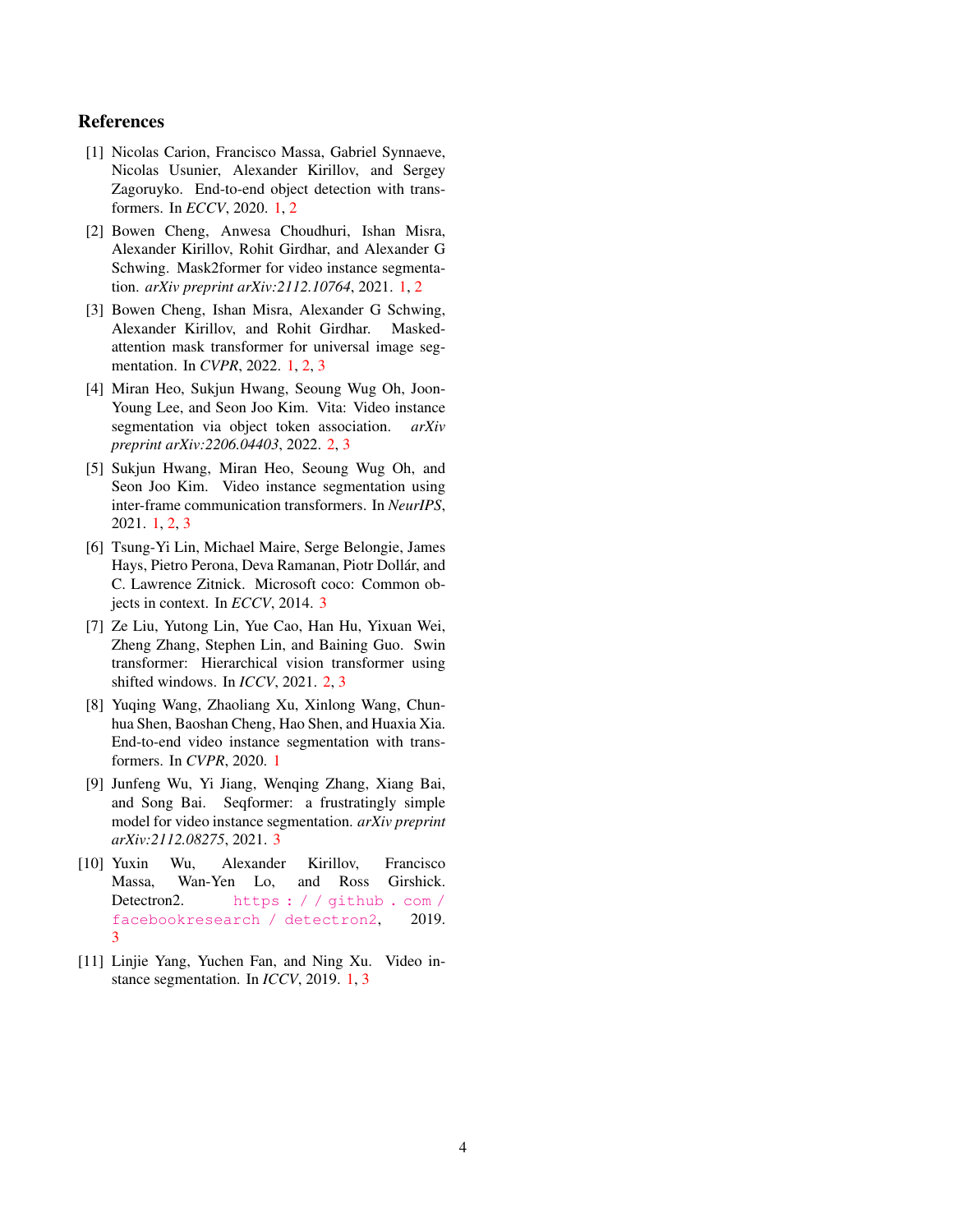## References

[1] Nicolas Carion, Francisco Massa, Gabriel Synnaeve, Nicolas Usunier, Alexander Kirillov, and Sergey Zagoruyko. End-to-end object detection with transformers. In *ECCV*, 2020. 1, 2

[2] Bowen Cheng, Anwesa Choudhuri, Ishan Misra, Alexander Kirillov, Rohit Girdhar, and Alexander G Schwing. Mask2former for video instance segmentation. *arXiv preprint arXiv:2112.10764*, 2021. 1, 2

[3] Bowen Cheng, Ishan Misra, Alexander G Schwing, Alexander Kirillov, and Rohit Girdhar. Masked-attention mask transformer for universal image segmentation. In *CVPR*, 2022. 1, 2, 3

[4] Miran Heo, Sukjun Hwang, Seoung Wug Oh, Joon-Young Lee, and Seon Joo Kim. Vita: Video instance segmentation via object token association. *arXiv preprint arXiv:2206.04403*, 2022. 2, 3

[5] Sukjun Hwang, Miran Heo, Seoung Wug Oh, and Seon Joo Kim. Video instance segmentation using inter-frame communication transformers. In *NeurIPS*, 2021. 1, 2, 3

[6] Tsung-Yi Lin, Michael Maire, Serge Belongie, James Hays, Pietro Perona, Deva Ramanan, Piotr Dollár, and C. Lawrence Zitnick. Microsoft coco: Common objects in context. In *ECCV*, 2014. 3

[7] Ze Liu, Yutong Lin, Yue Cao, Han Hu, Yixuan Wei, Zheng Zhang, Stephen Lin, and Baining Guo. Swin transformer: Hierarchical vision transformer using shifted windows. In *ICCV*, 2021. 2, 3

[8] Yuqing Wang, Zhaoliang Xu, Xinlong Wang, Chunhua Shen, Baoshan Cheng, Hao Shen, and Huaxia Xia. End-to-end video instance segmentation with transformers. In *CVPR*, 2020. 1

[9] Junfeng Wu, Yi Jiang, Wenqing Zhang, Xiang Bai, and Song Bai. Seqformer: a frustratingly simple model for video instance segmentation. *arXiv preprint arXiv:2112.08275*, 2021. 3

[10] Yuxin Wu, Alexander Kirillov, Francisco Massa, Wan-Yen Lo, and Ross Girshick. Detectron2. https://github.com/facebookresearch/detectron2, 2019. 3

[11] Linjie Yang, Yuchen Fan, and Ning Xu. Video instance segmentation. In *ICCV*, 2019. 1, 3